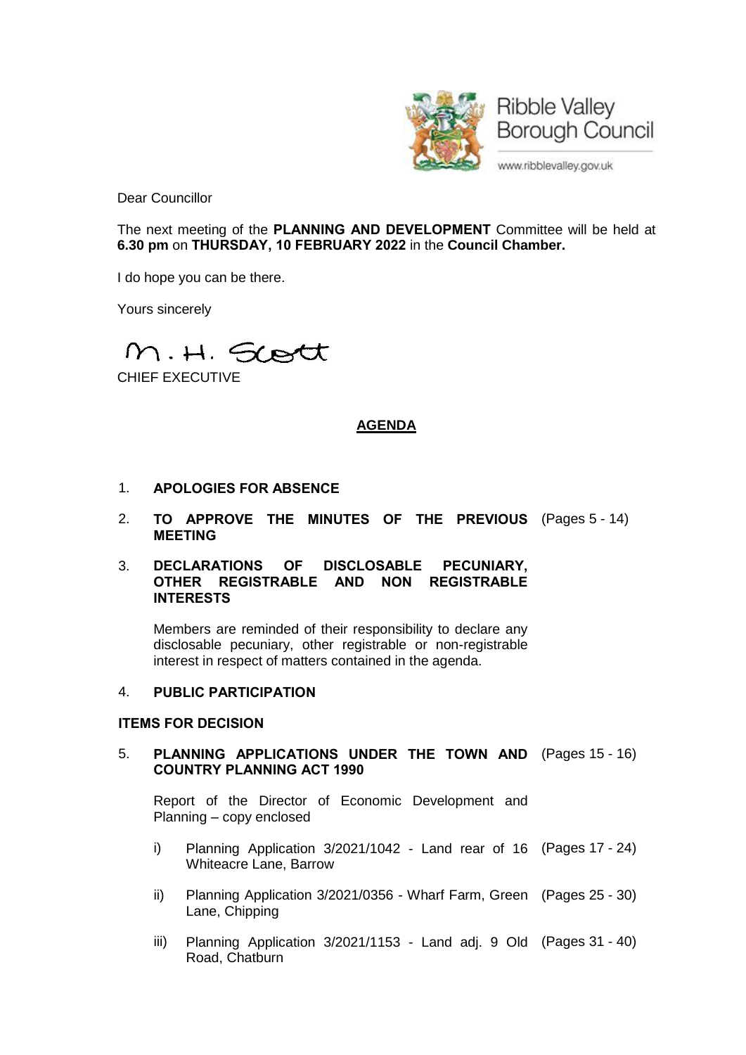Ribble Valley Borough Council

www.ribblevalley.gov.uk

Dear Councillor

The next meeting of the **PLANNING AND DEVELOPMENT** Committee will be held at **6.30 pm** on **THURSDAY, 10 FEBRUARY 2022** in the **Council Chamber.**

I do hope you can be there.

Yours sincerely

M. H. Scott

CHIEF EXECUTIVE

## AGENDA

1. **APOLOGIES FOR ABSENCE**

2. **TO APPROVE THE MINUTES OF THE PREVIOUS MEETING** (Pages 5 - 14)

3. **DECLARATIONS OF DISCLOSABLE PECUNIARY, OTHER REGISTRABLE AND NON REGISTRABLE INTERESTS**

   Members are reminded of their responsibility to declare any disclosable pecuniary, other registrable or non-registrable interest in respect of matters contained in the agenda.

4. **PUBLIC PARTICIPATION**

**ITEMS FOR DECISION**

5. **PLANNING APPLICATIONS UNDER THE TOWN AND COUNTRY PLANNING ACT 1990** (Pages 15 - 16)

   Report of the Director of Economic Development and Planning – copy enclosed

   i) Planning Application 3/2021/1042 - Land rear of 16 Whiteacre Lane, Barrow (Pages 17 - 24)

   ii) Planning Application 3/2021/0356 - Wharf Farm, Green Lane, Chipping (Pages 25 - 30)

   iii) Planning Application 3/2021/1153 - Land adj. 9 Old Road, Chatburn (Pages 31 - 40)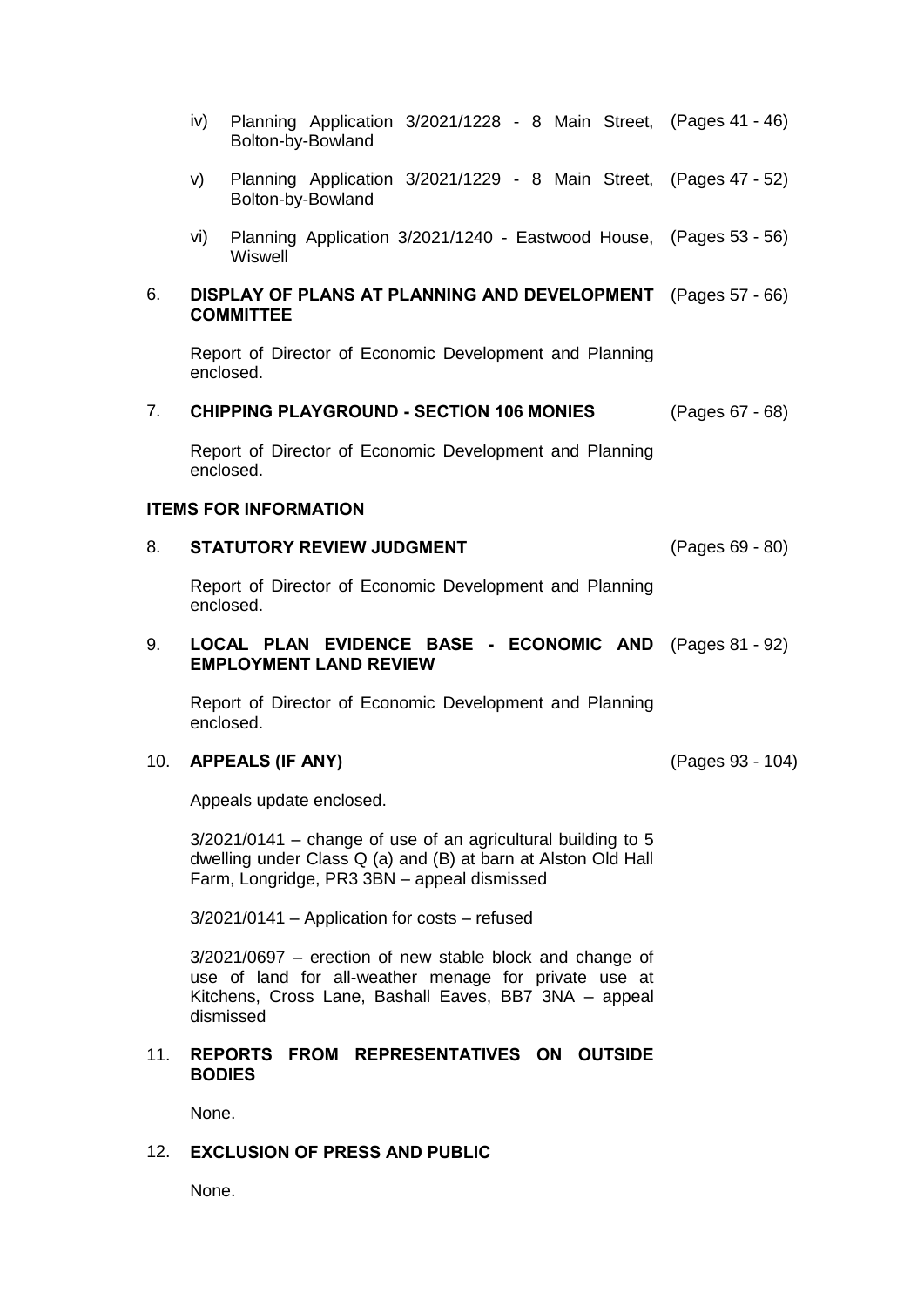iv) Planning Application 3/2021/1228 - 8 Main Street, Bolton-by-Bowland (Pages 41 - 46)

v) Planning Application 3/2021/1229 - 8 Main Street, Bolton-by-Bowland (Pages 47 - 52)

vi) Planning Application 3/2021/1240 - Eastwood House, Wiswell (Pages 53 - 56)

6. **DISPLAY OF PLANS AT PLANNING AND DEVELOPMENT COMMITTEE** (Pages 57 - 66)

   Report of Director of Economic Development and Planning enclosed.

7. **CHIPPING PLAYGROUND - SECTION 106 MONIES** (Pages 67 - 68)

   Report of Director of Economic Development and Planning enclosed.

**ITEMS FOR INFORMATION**

8. **STATUTORY REVIEW JUDGMENT** (Pages 69 - 80)

   Report of Director of Economic Development and Planning enclosed.

9. **LOCAL PLAN EVIDENCE BASE - ECONOMIC AND EMPLOYMENT LAND REVIEW** (Pages 81 - 92)

   Report of Director of Economic Development and Planning enclosed.

10. **APPEALS (IF ANY)** (Pages 93 - 104)

    Appeals update enclosed.

    3/2021/0141 – change of use of an agricultural building to 5 dwelling under Class Q (a) and (B) at barn at Alston Old Hall Farm, Longridge, PR3 3BN – appeal dismissed

    3/2021/0141 – Application for costs – refused

    3/2021/0697 – erection of new stable block and change of use of land for all-weather menage for private use at Kitchens, Cross Lane, Bashall Eaves, BB7 3NA – appeal dismissed

11. **REPORTS FROM REPRESENTATIVES ON OUTSIDE BODIES**

    None.

12. **EXCLUSION OF PRESS AND PUBLIC**

    None.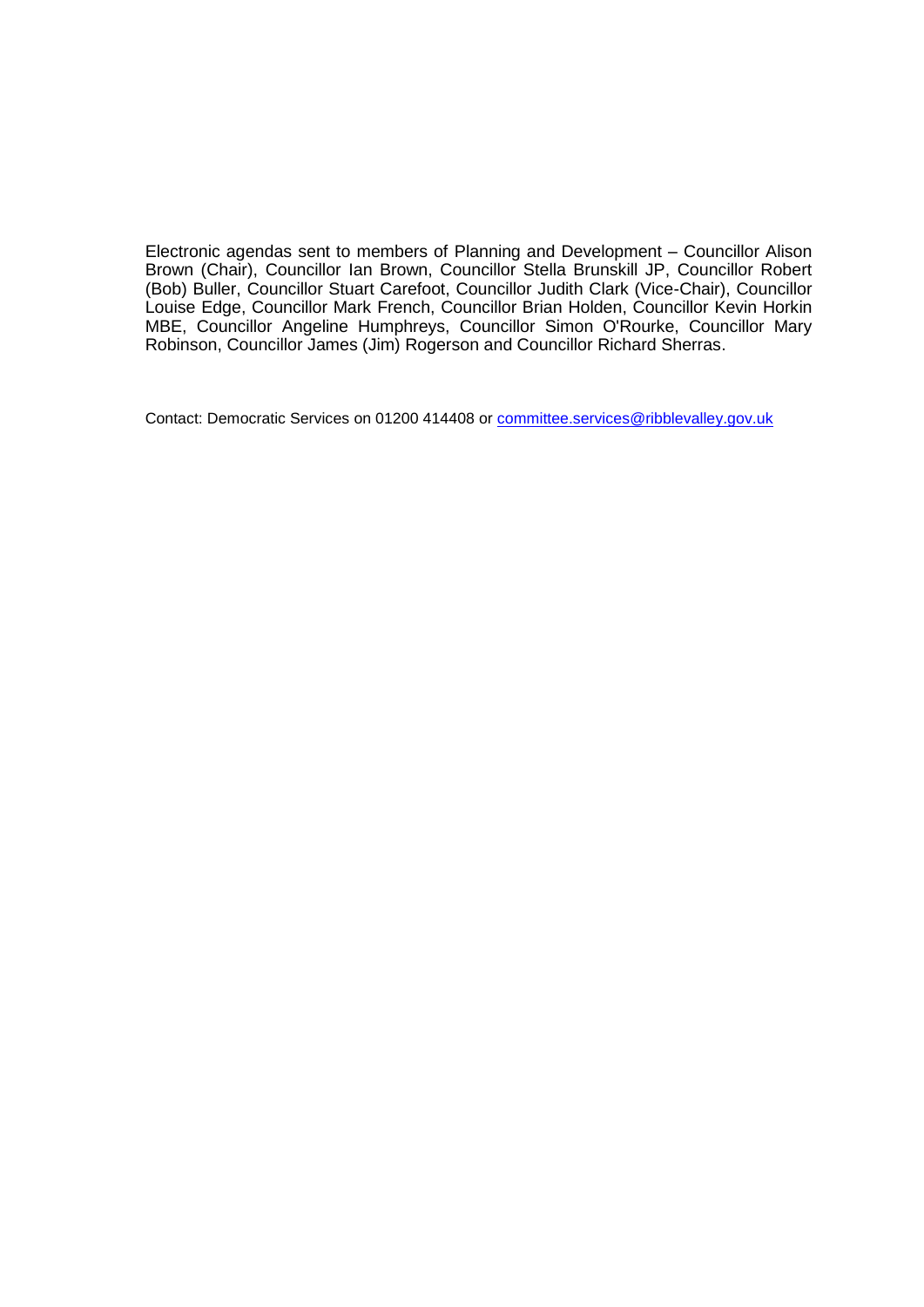Electronic agendas sent to members of Planning and Development – Councillor Alison Brown (Chair), Councillor Ian Brown, Councillor Stella Brunskill JP, Councillor Robert (Bob) Buller, Councillor Stuart Carefoot, Councillor Judith Clark (Vice-Chair), Councillor Louise Edge, Councillor Mark French, Councillor Brian Holden, Councillor Kevin Horkin MBE, Councillor Angeline Humphreys, Councillor Simon O'Rourke, Councillor Mary Robinson, Councillor James (Jim) Rogerson and Councillor Richard Sherras.

Contact: Democratic Services on 01200 414408 or committee.services@ribblevalley.gov.uk